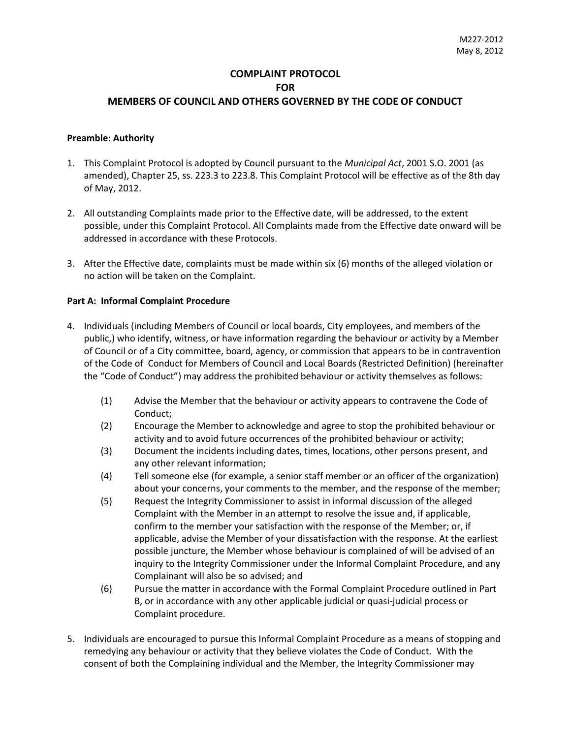M227-2012
May 8, 2012

# COMPLAINT PROTOCOL
# FOR
# MEMBERS OF COUNCIL AND OTHERS GOVERNED BY THE CODE OF CONDUCT

**Preamble: Authority**

1. This Complaint Protocol is adopted by Council pursuant to the *Municipal Act*, 2001 S.O. 2001 (as amended), Chapter 25, ss. 223.3 to 223.8. This Complaint Protocol will be effective as of the 8th day of May, 2012.

2. All outstanding Complaints made prior to the Effective date, will be addressed, to the extent possible, under this Complaint Protocol. All Complaints made from the Effective date onward will be addressed in accordance with these Protocols.

3. After the Effective date, complaints must be made within six (6) months of the alleged violation or no action will be taken on the Complaint.

**Part A: Informal Complaint Procedure**

4. Individuals (including Members of Council or local boards, City employees, and members of the public,) who identify, witness, or have information regarding the behaviour or activity by a Member of Council or of a City committee, board, agency, or commission that appears to be in contravention of the Code of Conduct for Members of Council and Local Boards (Restricted Definition) (hereinafter the "Code of Conduct") may address the prohibited behaviour or activity themselves as follows:

   (1) Advise the Member that the behaviour or activity appears to contravene the Code of Conduct;

   (2) Encourage the Member to acknowledge and agree to stop the prohibited behaviour or activity and to avoid future occurrences of the prohibited behaviour or activity;

   (3) Document the incidents including dates, times, locations, other persons present, and any other relevant information;

   (4) Tell someone else (for example, a senior staff member or an officer of the organization) about your concerns, your comments to the member, and the response of the member;

   (5) Request the Integrity Commissioner to assist in informal discussion of the alleged Complaint with the Member in an attempt to resolve the issue and, if applicable, confirm to the member your satisfaction with the response of the Member; or, if applicable, advise the Member of your dissatisfaction with the response. At the earliest possible juncture, the Member whose behaviour is complained of will be advised of an inquiry to the Integrity Commissioner under the Informal Complaint Procedure, and any Complainant will also be so advised; and

   (6) Pursue the matter in accordance with the Formal Complaint Procedure outlined in Part B, or in accordance with any other applicable judicial or quasi-judicial process or Complaint procedure.

5. Individuals are encouraged to pursue this Informal Complaint Procedure as a means of stopping and remedying any behaviour or activity that they believe violates the Code of Conduct. With the consent of both the Complaining individual and the Member, the Integrity Commissioner may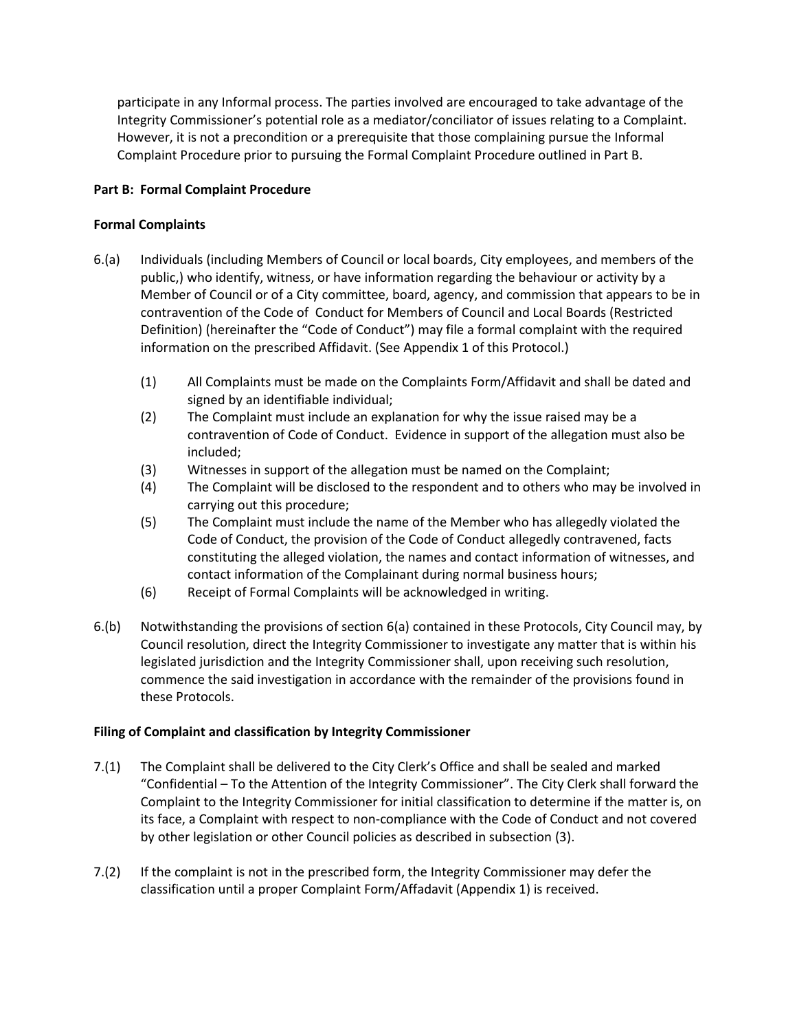participate in any Informal process. The parties involved are encouraged to take advantage of the Integrity Commissioner's potential role as a mediator/conciliator of issues relating to a Complaint. However, it is not a precondition or a prerequisite that those complaining pursue the Informal Complaint Procedure prior to pursuing the Formal Complaint Procedure outlined in Part B.

**Part B: Formal Complaint Procedure**

**Formal Complaints**

6.(a) Individuals (including Members of Council or local boards, City employees, and members of the public,) who identify, witness, or have information regarding the behaviour or activity by a Member of Council or of a City committee, board, agency, and commission that appears to be in contravention of the Code of Conduct for Members of Council and Local Boards (Restricted Definition) (hereinafter the "Code of Conduct") may file a formal complaint with the required information on the prescribed Affidavit. (See Appendix 1 of this Protocol.)

(1) All Complaints must be made on the Complaints Form/Affidavit and shall be dated and signed by an identifiable individual;

(2) The Complaint must include an explanation for why the issue raised may be a contravention of Code of Conduct. Evidence in support of the allegation must also be included;

(3) Witnesses in support of the allegation must be named on the Complaint;

(4) The Complaint will be disclosed to the respondent and to others who may be involved in carrying out this procedure;

(5) The Complaint must include the name of the Member who has allegedly violated the Code of Conduct, the provision of the Code of Conduct allegedly contravened, facts constituting the alleged violation, the names and contact information of witnesses, and contact information of the Complainant during normal business hours;

(6) Receipt of Formal Complaints will be acknowledged in writing.

6.(b) Notwithstanding the provisions of section 6(a) contained in these Protocols, City Council may, by Council resolution, direct the Integrity Commissioner to investigate any matter that is within his legislated jurisdiction and the Integrity Commissioner shall, upon receiving such resolution, commence the said investigation in accordance with the remainder of the provisions found in these Protocols.

**Filing of Complaint and classification by Integrity Commissioner**

7.(1) The Complaint shall be delivered to the City Clerk's Office and shall be sealed and marked "Confidential – To the Attention of the Integrity Commissioner". The City Clerk shall forward the Complaint to the Integrity Commissioner for initial classification to determine if the matter is, on its face, a Complaint with respect to non-compliance with the Code of Conduct and not covered by other legislation or other Council policies as described in subsection (3).

7.(2) If the complaint is not in the prescribed form, the Integrity Commissioner may defer the classification until a proper Complaint Form/Affadavit (Appendix 1) is received.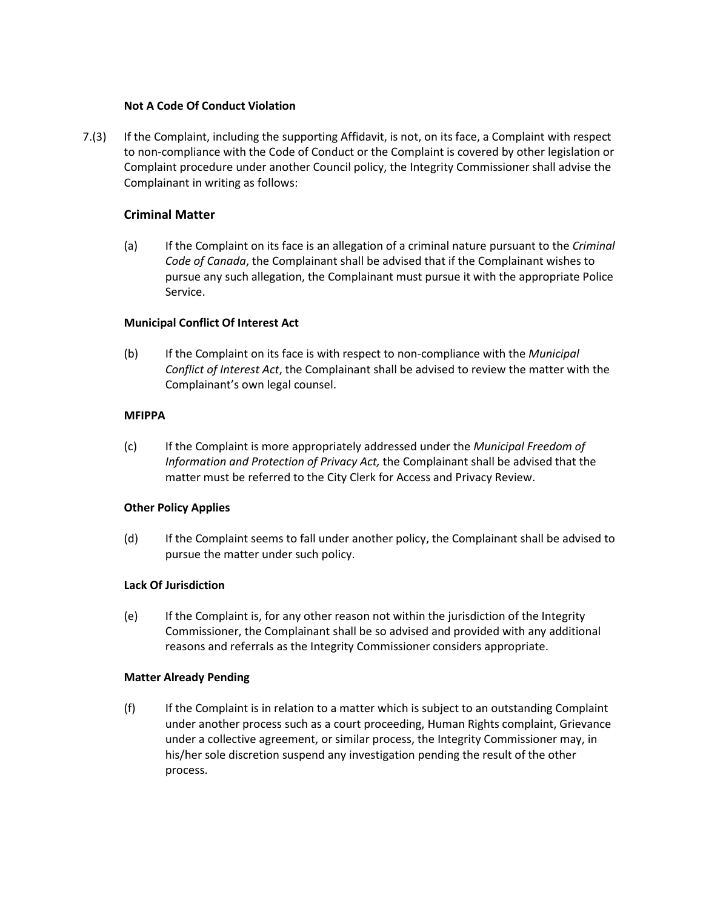**Not A Code Of Conduct Violation**

7.(3) If the Complaint, including the supporting Affidavit, is not, on its face, a Complaint with respect to non-compliance with the Code of Conduct or the Complaint is covered by other legislation or Complaint procedure under another Council policy, the Integrity Commissioner shall advise the Complainant in writing as follows:

## Criminal Matter

(a) If the Complaint on its face is an allegation of a criminal nature pursuant to the *Criminal Code of Canada*, the Complainant shall be advised that if the Complainant wishes to pursue any such allegation, the Complainant must pursue it with the appropriate Police Service.

**Municipal Conflict Of Interest Act**

(b) If the Complaint on its face is with respect to non-compliance with the *Municipal Conflict of Interest Act*, the Complainant shall be advised to review the matter with the Complainant's own legal counsel.

**MFIPPA**

(c) If the Complaint is more appropriately addressed under the *Municipal Freedom of Information and Protection of Privacy Act,* the Complainant shall be advised that the matter must be referred to the City Clerk for Access and Privacy Review.

**Other Policy Applies**

(d) If the Complaint seems to fall under another policy, the Complainant shall be advised to pursue the matter under such policy.

**Lack Of Jurisdiction**

(e) If the Complaint is, for any other reason not within the jurisdiction of the Integrity Commissioner, the Complainant shall be so advised and provided with any additional reasons and referrals as the Integrity Commissioner considers appropriate.

**Matter Already Pending**

(f) If the Complaint is in relation to a matter which is subject to an outstanding Complaint under another process such as a court proceeding, Human Rights complaint, Grievance under a collective agreement, or similar process, the Integrity Commissioner may, in his/her sole discretion suspend any investigation pending the result of the other process.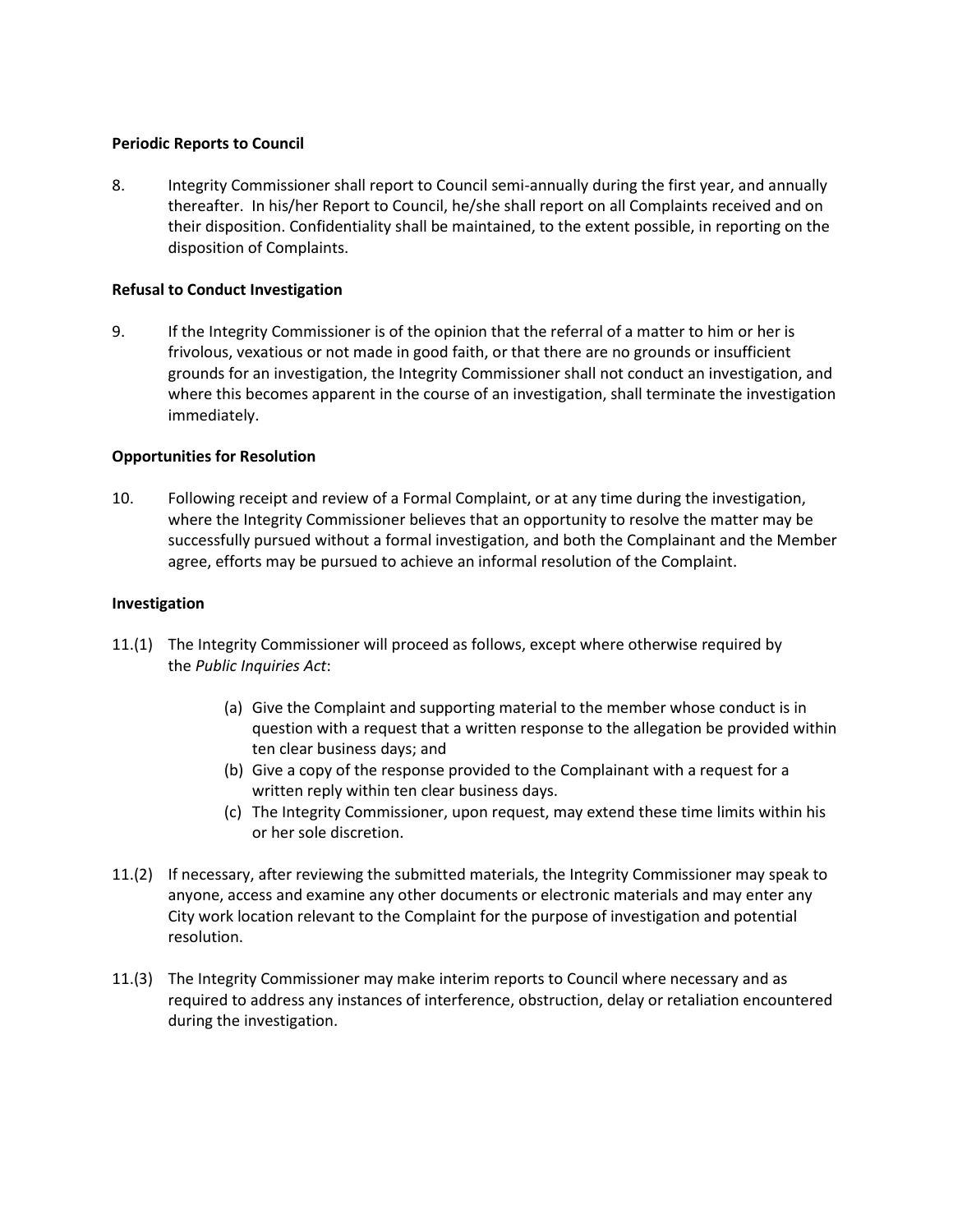**Periodic Reports to Council**

8. Integrity Commissioner shall report to Council semi-annually during the first year, and annually thereafter. In his/her Report to Council, he/she shall report on all Complaints received and on their disposition. Confidentiality shall be maintained, to the extent possible, in reporting on the disposition of Complaints.

**Refusal to Conduct Investigation**

9. If the Integrity Commissioner is of the opinion that the referral of a matter to him or her is frivolous, vexatious or not made in good faith, or that there are no grounds or insufficient grounds for an investigation, the Integrity Commissioner shall not conduct an investigation, and where this becomes apparent in the course of an investigation, shall terminate the investigation immediately.

**Opportunities for Resolution**

10. Following receipt and review of a Formal Complaint, or at any time during the investigation, where the Integrity Commissioner believes that an opportunity to resolve the matter may be successfully pursued without a formal investigation, and both the Complainant and the Member agree, efforts may be pursued to achieve an informal resolution of the Complaint.

**Investigation**

11.(1) The Integrity Commissioner will proceed as follows, except where otherwise required by the *Public Inquiries Act*:

- (a) Give the Complaint and supporting material to the member whose conduct is in question with a request that a written response to the allegation be provided within ten clear business days; and
- (b) Give a copy of the response provided to the Complainant with a request for a written reply within ten clear business days.
- (c) The Integrity Commissioner, upon request, may extend these time limits within his or her sole discretion.

11.(2) If necessary, after reviewing the submitted materials, the Integrity Commissioner may speak to anyone, access and examine any other documents or electronic materials and may enter any City work location relevant to the Complaint for the purpose of investigation and potential resolution.

11.(3) The Integrity Commissioner may make interim reports to Council where necessary and as required to address any instances of interference, obstruction, delay or retaliation encountered during the investigation.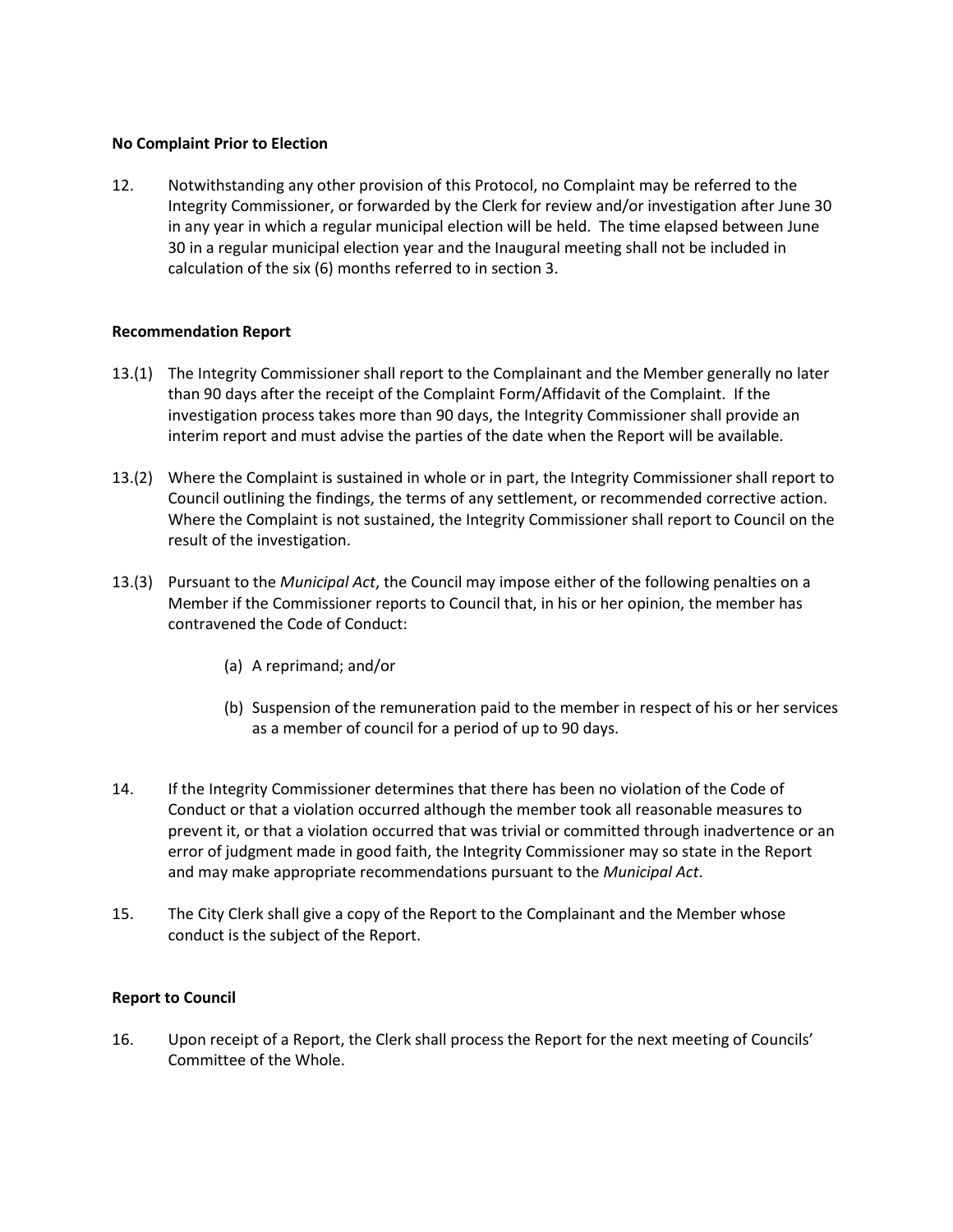**No Complaint Prior to Election**

12. Notwithstanding any other provision of this Protocol, no Complaint may be referred to the Integrity Commissioner, or forwarded by the Clerk for review and/or investigation after June 30 in any year in which a regular municipal election will be held. The time elapsed between June 30 in a regular municipal election year and the Inaugural meeting shall not be included in calculation of the six (6) months referred to in section 3.

**Recommendation Report**

13.(1) The Integrity Commissioner shall report to the Complainant and the Member generally no later than 90 days after the receipt of the Complaint Form/Affidavit of the Complaint. If the investigation process takes more than 90 days, the Integrity Commissioner shall provide an interim report and must advise the parties of the date when the Report will be available.

13.(2) Where the Complaint is sustained in whole or in part, the Integrity Commissioner shall report to Council outlining the findings, the terms of any settlement, or recommended corrective action. Where the Complaint is not sustained, the Integrity Commissioner shall report to Council on the result of the investigation.

13.(3) Pursuant to the *Municipal Act*, the Council may impose either of the following penalties on a Member if the Commissioner reports to Council that, in his or her opinion, the member has contravened the Code of Conduct:

(a) A reprimand; and/or

(b) Suspension of the remuneration paid to the member in respect of his or her services as a member of council for a period of up to 90 days.

14. If the Integrity Commissioner determines that there has been no violation of the Code of Conduct or that a violation occurred although the member took all reasonable measures to prevent it, or that a violation occurred that was trivial or committed through inadvertence or an error of judgment made in good faith, the Integrity Commissioner may so state in the Report and may make appropriate recommendations pursuant to the *Municipal Act*.

15. The City Clerk shall give a copy of the Report to the Complainant and the Member whose conduct is the subject of the Report.

**Report to Council**

16. Upon receipt of a Report, the Clerk shall process the Report for the next meeting of Councils' Committee of the Whole.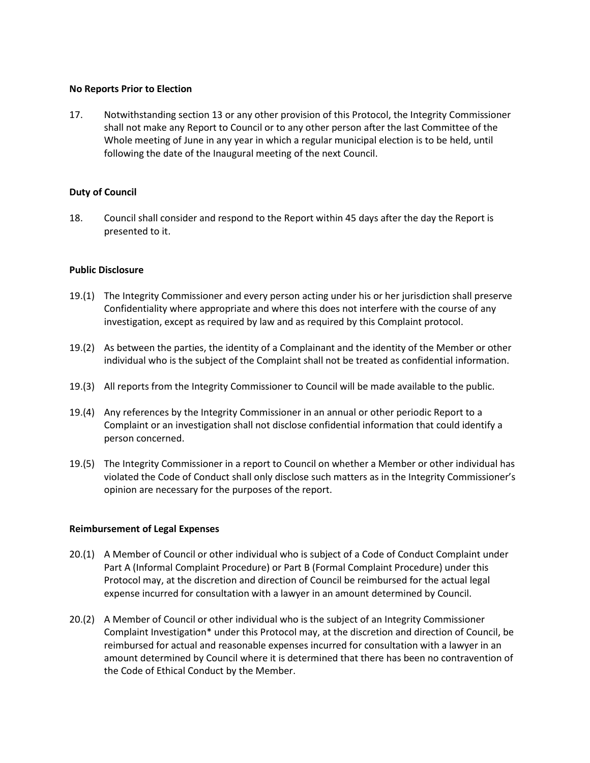**No Reports Prior to Election**

17. Notwithstanding section 13 or any other provision of this Protocol, the Integrity Commissioner shall not make any Report to Council or to any other person after the last Committee of the Whole meeting of June in any year in which a regular municipal election is to be held, until following the date of the Inaugural meeting of the next Council.

**Duty of Council**

18. Council shall consider and respond to the Report within 45 days after the day the Report is presented to it.

**Public Disclosure**

19.(1) The Integrity Commissioner and every person acting under his or her jurisdiction shall preserve Confidentiality where appropriate and where this does not interfere with the course of any investigation, except as required by law and as required by this Complaint protocol.

19.(2) As between the parties, the identity of a Complainant and the identity of the Member or other individual who is the subject of the Complaint shall not be treated as confidential information.

19.(3) All reports from the Integrity Commissioner to Council will be made available to the public.

19.(4) Any references by the Integrity Commissioner in an annual or other periodic Report to a Complaint or an investigation shall not disclose confidential information that could identify a person concerned.

19.(5) The Integrity Commissioner in a report to Council on whether a Member or other individual has violated the Code of Conduct shall only disclose such matters as in the Integrity Commissioner's opinion are necessary for the purposes of the report.

**Reimbursement of Legal Expenses**

20.(1) A Member of Council or other individual who is subject of a Code of Conduct Complaint under Part A (Informal Complaint Procedure) or Part B (Formal Complaint Procedure) under this Protocol may, at the discretion and direction of Council be reimbursed for the actual legal expense incurred for consultation with a lawyer in an amount determined by Council.

20.(2) A Member of Council or other individual who is the subject of an Integrity Commissioner Complaint Investigation* under this Protocol may, at the discretion and direction of Council, be reimbursed for actual and reasonable expenses incurred for consultation with a lawyer in an amount determined by Council where it is determined that there has been no contravention of the Code of Ethical Conduct by the Member.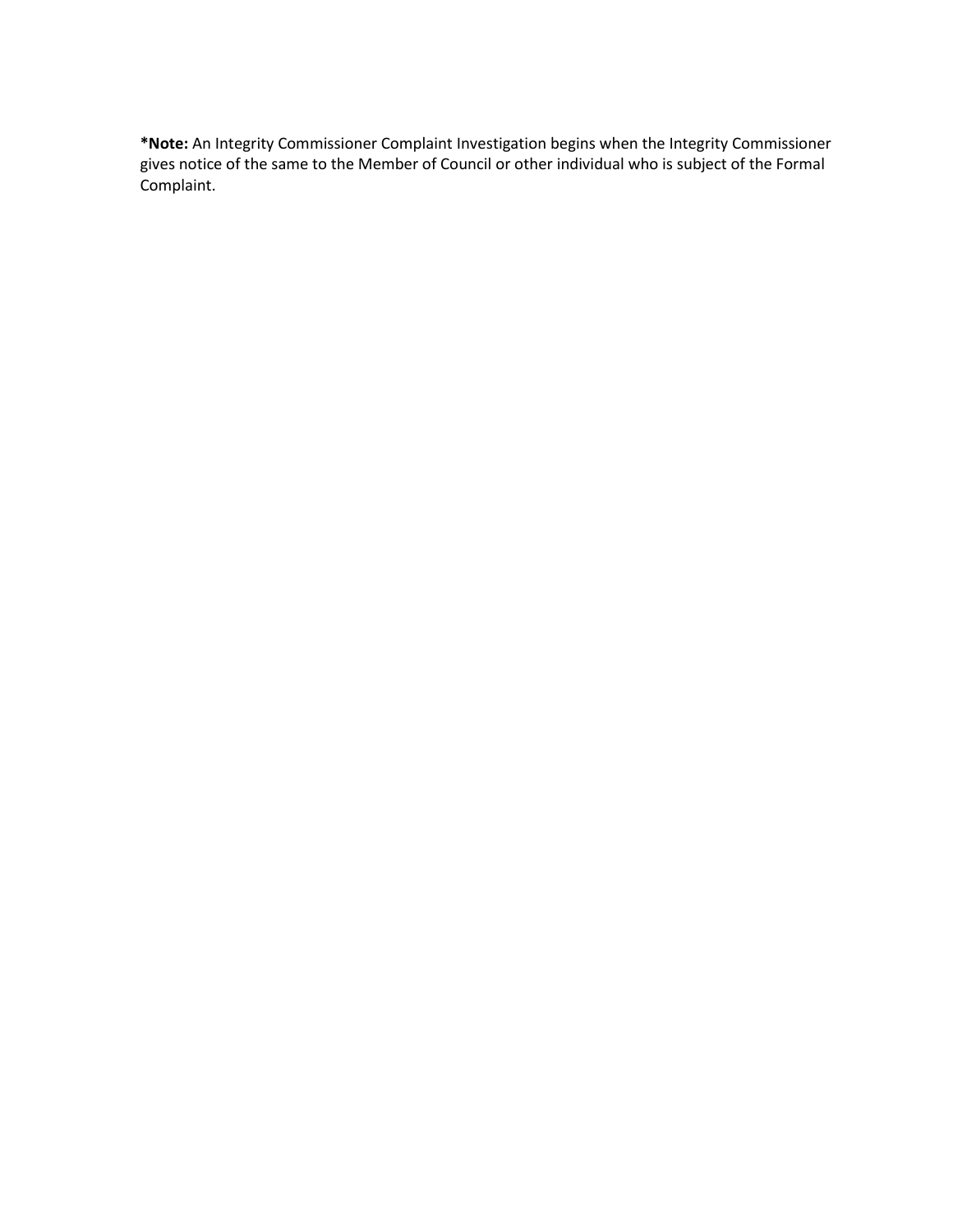**\*Note:** An Integrity Commissioner Complaint Investigation begins when the Integrity Commissioner gives notice of the same to the Member of Council or other individual who is subject of the Formal Complaint.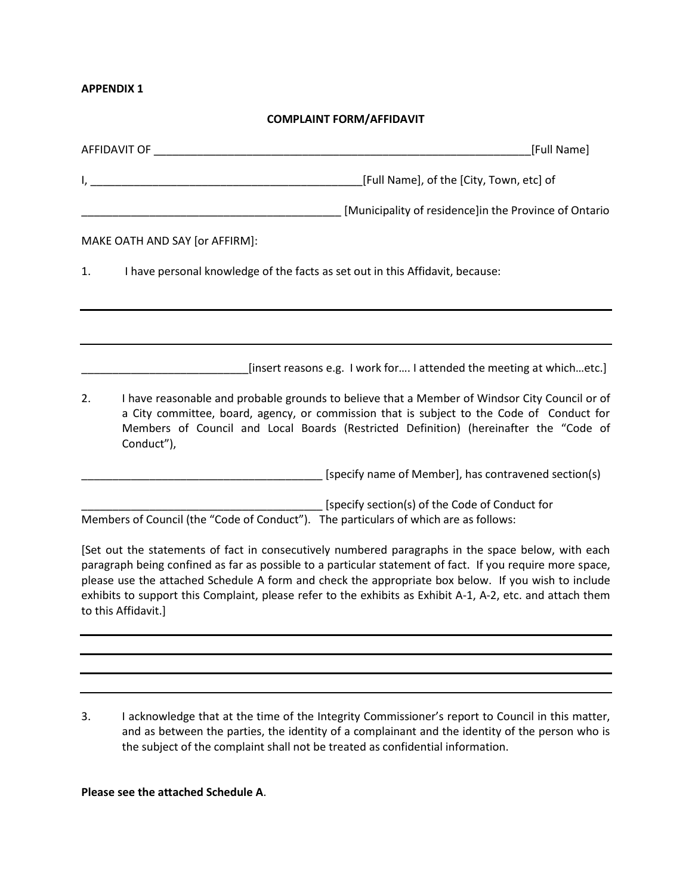**APPENDIX 1**

**COMPLAINT FORM/AFFIDAVIT**

AFFIDAVIT OF ______________________________________________________________[Full Name]

I, _____________________________________________[Full Name], of the [City, Town, etc] of

__________________________________________ [Municipality of residence]in the Province of Ontario

MAKE OATH AND SAY [or AFFIRM]:

1. I have personal knowledge of the facts as set out in this Affidavit, because:

___________________________________________________________________________________

___________________________________________________________________________________

___________________________[insert reasons e.g. I work for…. I attended the meeting at which…etc.]

2. I have reasonable and probable grounds to believe that a Member of Windsor City Council or of a City committee, board, agency, or commission that is subject to the Code of Conduct for Members of Council and Local Boards (Restricted Definition) (hereinafter the "Code of Conduct"),

_______________________________________ [specify name of Member], has contravened section(s)

_______________________________________ [specify section(s) of the Code of Conduct for Members of Council (the "Code of Conduct"). The particulars of which are as follows:

[Set out the statements of fact in consecutively numbered paragraphs in the space below, with each paragraph being confined as far as possible to a particular statement of fact. If you require more space, please use the attached Schedule A form and check the appropriate box below. If you wish to include exhibits to support this Complaint, please refer to the exhibits as Exhibit A-1, A-2, etc. and attach them to this Affidavit.]

___________________________________________________________________________________

___________________________________________________________________________________

___________________________________________________________________________________

___________________________________________________________________________________

3. I acknowledge that at the time of the Integrity Commissioner's report to Council in this matter, and as between the parties, the identity of a complainant and the identity of the person who is the subject of the complaint shall not be treated as confidential information.

**Please see the attached Schedule A**.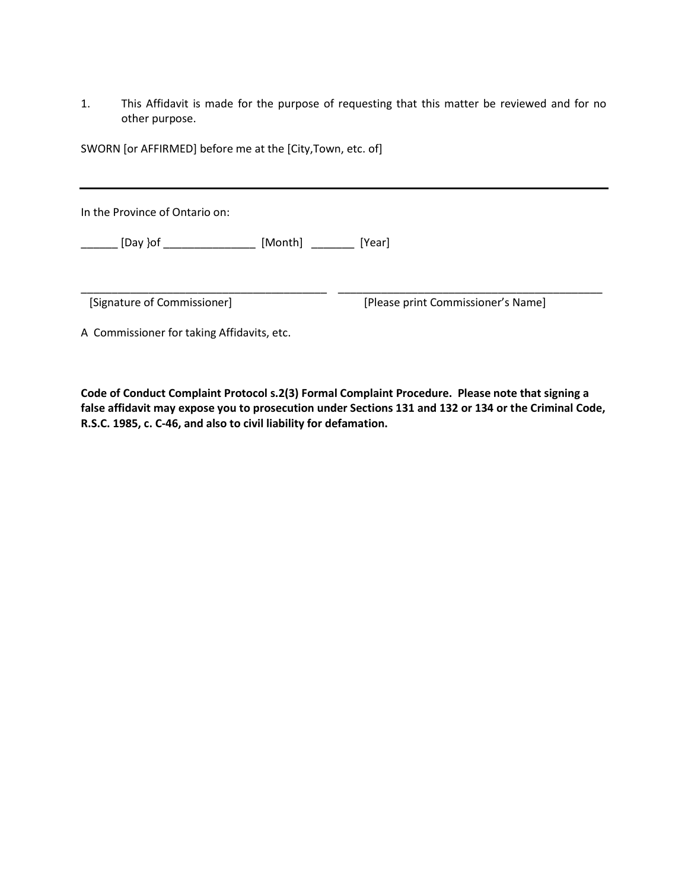1. This Affidavit is made for the purpose of requesting that this matter be reviewed and for no other purpose.

SWORN [or AFFIRMED] before me at the [City,Town, etc. of]

---

In the Province of Ontario on:

______ [Day }of _______________ [Month] _______ [Year]

_________________________________________ _____________________________________________

[Signature of Commissioner] [Please print Commissioner's Name]

A Commissioner for taking Affidavits, etc.

**Code of Conduct Complaint Protocol s.2(3) Formal Complaint Procedure. Please note that signing a false affidavit may expose you to prosecution under Sections 131 and 132 or 134 or the Criminal Code, R.S.C. 1985, c. C-46, and also to civil liability for defamation.**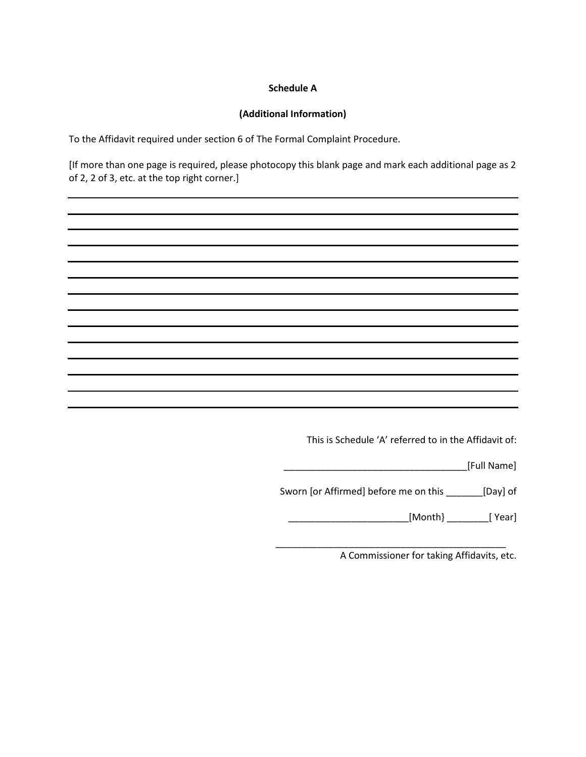**Schedule A**

**(Additional Information)**

To the Affidavit required under section 6 of The Formal Complaint Procedure.

[If more than one page is required, please photocopy this blank page and mark each additional page as 2 of 2, 2 of 3, etc. at the top right corner.]

\_\_\_\_\_\_\_\_\_\_\_\_\_\_\_\_\_\_\_\_\_\_\_\_\_\_\_\_\_\_\_\_\_\_\_\_\_\_\_\_\_\_\_\_\_\_\_\_\_\_\_\_\_\_\_\_\_\_\_\_

\_\_\_\_\_\_\_\_\_\_\_\_\_\_\_\_\_\_\_\_\_\_\_\_\_\_\_\_\_\_\_\_\_\_\_\_\_\_\_\_\_\_\_\_\_\_\_\_\_\_\_\_\_\_\_\_\_\_\_\_

\_\_\_\_\_\_\_\_\_\_\_\_\_\_\_\_\_\_\_\_\_\_\_\_\_\_\_\_\_\_\_\_\_\_\_\_\_\_\_\_\_\_\_\_\_\_\_\_\_\_\_\_\_\_\_\_\_\_\_\_

\_\_\_\_\_\_\_\_\_\_\_\_\_\_\_\_\_\_\_\_\_\_\_\_\_\_\_\_\_\_\_\_\_\_\_\_\_\_\_\_\_\_\_\_\_\_\_\_\_\_\_\_\_\_\_\_\_\_\_\_

\_\_\_\_\_\_\_\_\_\_\_\_\_\_\_\_\_\_\_\_\_\_\_\_\_\_\_\_\_\_\_\_\_\_\_\_\_\_\_\_\_\_\_\_\_\_\_\_\_\_\_\_\_\_\_\_\_\_\_\_

\_\_\_\_\_\_\_\_\_\_\_\_\_\_\_\_\_\_\_\_\_\_\_\_\_\_\_\_\_\_\_\_\_\_\_\_\_\_\_\_\_\_\_\_\_\_\_\_\_\_\_\_\_\_\_\_\_\_\_\_

\_\_\_\_\_\_\_\_\_\_\_\_\_\_\_\_\_\_\_\_\_\_\_\_\_\_\_\_\_\_\_\_\_\_\_\_\_\_\_\_\_\_\_\_\_\_\_\_\_\_\_\_\_\_\_\_\_\_\_\_

\_\_\_\_\_\_\_\_\_\_\_\_\_\_\_\_\_\_\_\_\_\_\_\_\_\_\_\_\_\_\_\_\_\_\_\_\_\_\_\_\_\_\_\_\_\_\_\_\_\_\_\_\_\_\_\_\_\_\_\_

\_\_\_\_\_\_\_\_\_\_\_\_\_\_\_\_\_\_\_\_\_\_\_\_\_\_\_\_\_\_\_\_\_\_\_\_\_\_\_\_\_\_\_\_\_\_\_\_\_\_\_\_\_\_\_\_\_\_\_\_

\_\_\_\_\_\_\_\_\_\_\_\_\_\_\_\_\_\_\_\_\_\_\_\_\_\_\_\_\_\_\_\_\_\_\_\_\_\_\_\_\_\_\_\_\_\_\_\_\_\_\_\_\_\_\_\_\_\_\_\_

\_\_\_\_\_\_\_\_\_\_\_\_\_\_\_\_\_\_\_\_\_\_\_\_\_\_\_\_\_\_\_\_\_\_\_\_\_\_\_\_\_\_\_\_\_\_\_\_\_\_\_\_\_\_\_\_\_\_\_\_

\_\_\_\_\_\_\_\_\_\_\_\_\_\_\_\_\_\_\_\_\_\_\_\_\_\_\_\_\_\_\_\_\_\_\_\_\_\_\_\_\_\_\_\_\_\_\_\_\_\_\_\_\_\_\_\_\_\_\_\_

\_\_\_\_\_\_\_\_\_\_\_\_\_\_\_\_\_\_\_\_\_\_\_\_\_\_\_\_\_\_\_\_\_\_\_\_\_\_\_\_\_\_\_\_\_\_\_\_\_\_\_\_\_\_\_\_\_\_\_\_

\_\_\_\_\_\_\_\_\_\_\_\_\_\_\_\_\_\_\_\_\_\_\_\_\_\_\_\_\_\_\_\_\_\_\_\_\_\_\_\_\_\_\_\_\_\_\_\_\_\_\_\_\_\_\_\_\_\_\_\_

This is Schedule 'A' referred to in the Affidavit of:

___________________________________[Full Name]

Sworn [or Affirmed] before me on this _______[Day] of

______________________[Month} ________[ Year]

____________________________________________

A Commissioner for taking Affidavits, etc.